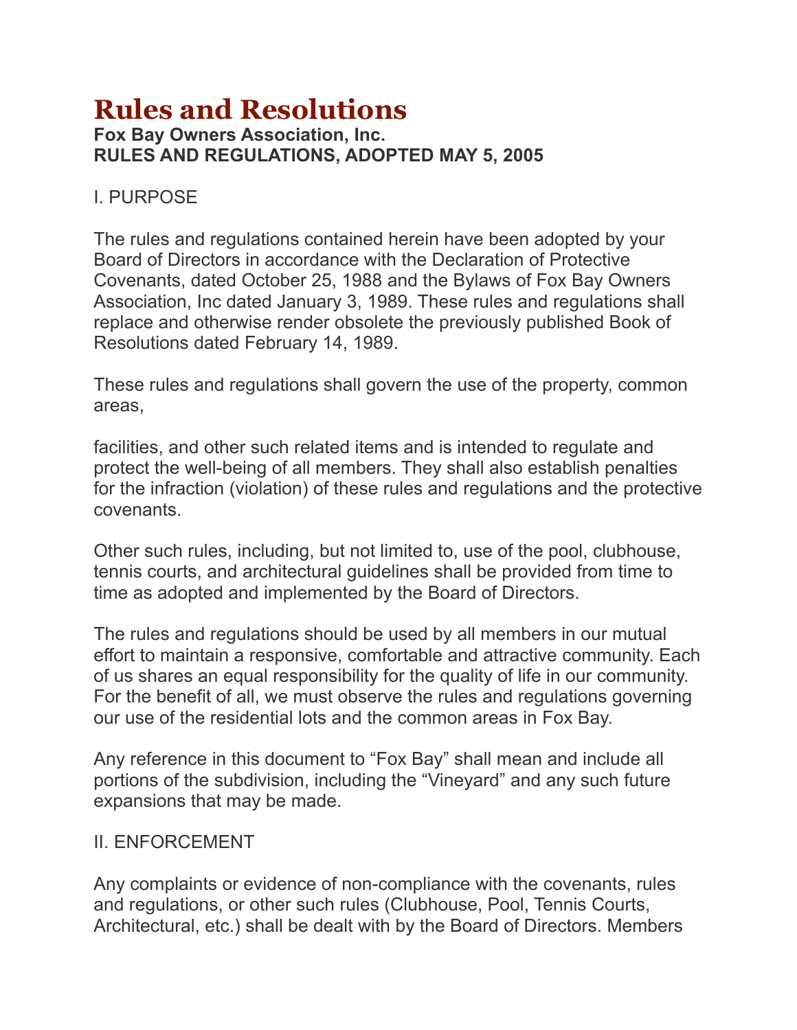# Rules and Resolutions

**Fox Bay Owners Association, Inc.**
**RULES AND REGULATIONS, ADOPTED MAY 5, 2005**

I. PURPOSE

The rules and regulations contained herein have been adopted by your Board of Directors in accordance with the Declaration of Protective Covenants, dated October 25, 1988 and the Bylaws of Fox Bay Owners Association, Inc dated January 3, 1989. These rules and regulations shall replace and otherwise render obsolete the previously published Book of Resolutions dated February 14, 1989.

These rules and regulations shall govern the use of the property, common areas,

facilities, and other such related items and is intended to regulate and protect the well-being of all members. They shall also establish penalties for the infraction (violation) of these rules and regulations and the protective covenants.

Other such rules, including, but not limited to, use of the pool, clubhouse, tennis courts, and architectural guidelines shall be provided from time to time as adopted and implemented by the Board of Directors.

The rules and regulations should be used by all members in our mutual effort to maintain a responsive, comfortable and attractive community. Each of us shares an equal responsibility for the quality of life in our community. For the benefit of all, we must observe the rules and regulations governing our use of the residential lots and the common areas in Fox Bay.

Any reference in this document to "Fox Bay" shall mean and include all portions of the subdivision, including the "Vineyard" and any such future expansions that may be made.

II. ENFORCEMENT

Any complaints or evidence of non-compliance with the covenants, rules and regulations, or other such rules (Clubhouse, Pool, Tennis Courts, Architectural, etc.) shall be dealt with by the Board of Directors. Members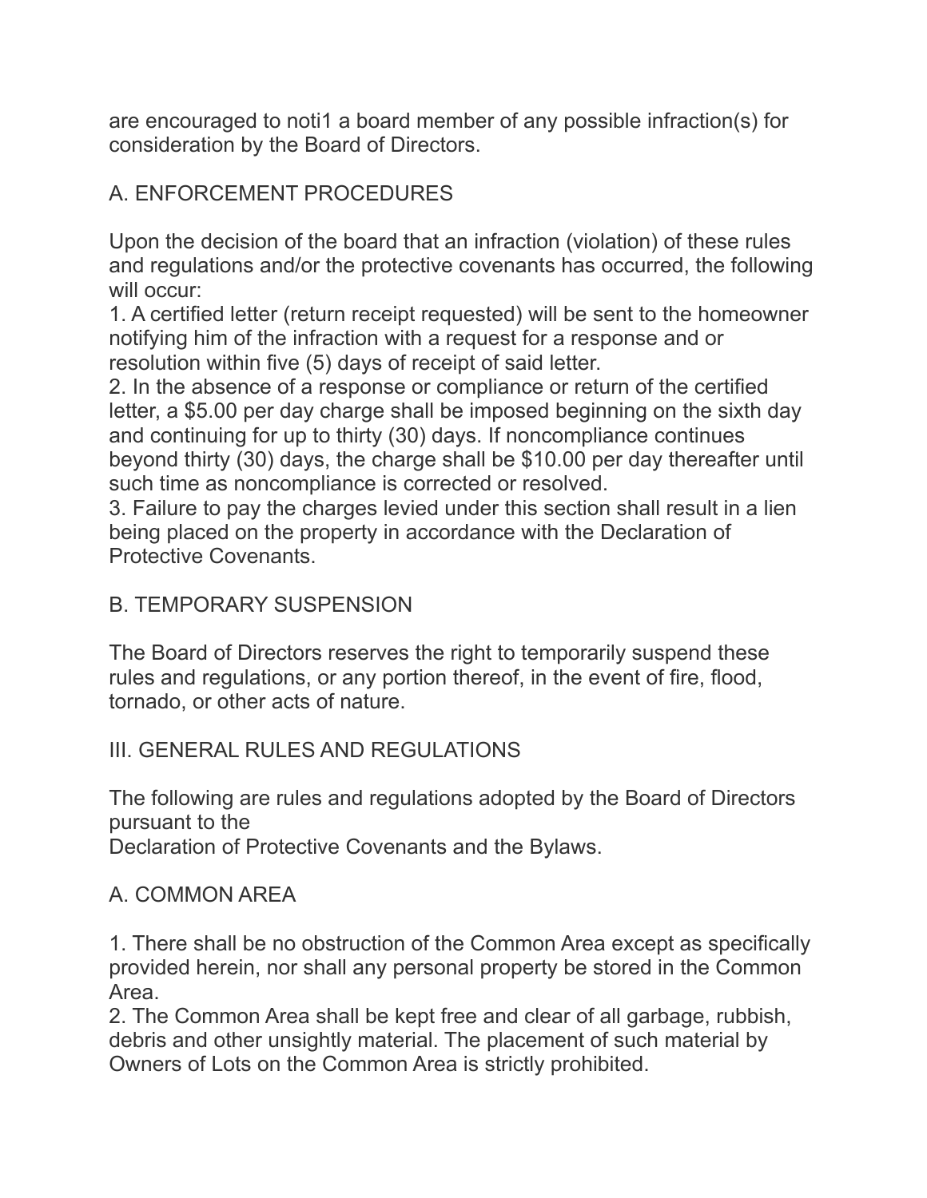are encouraged to noti1 a board member of any possible infraction(s) for consideration by the Board of Directors.

## A. ENFORCEMENT PROCEDURES

Upon the decision of the board that an infraction (violation) of these rules and regulations and/or the protective covenants has occurred, the following will occur:

1. A certified letter (return receipt requested) will be sent to the homeowner notifying him of the infraction with a request for a response and or resolution within five (5) days of receipt of said letter.
2. In the absence of a response or compliance or return of the certified letter, a $5.00 per day charge shall be imposed beginning on the sixth day and continuing for up to thirty (30) days. If noncompliance continues beyond thirty (30) days, the charge shall be $10.00 per day thereafter until such time as noncompliance is corrected or resolved.
3. Failure to pay the charges levied under this section shall result in a lien being placed on the property in accordance with the Declaration of Protective Covenants.

## B. TEMPORARY SUSPENSION

The Board of Directors reserves the right to temporarily suspend these rules and regulations, or any portion thereof, in the event of fire, flood, tornado, or other acts of nature.

# III. GENERAL RULES AND REGULATIONS

The following are rules and regulations adopted by the Board of Directors pursuant to the
Declaration of Protective Covenants and the Bylaws.

## A. COMMON AREA

1. There shall be no obstruction of the Common Area except as specifically provided herein, nor shall any personal property be stored in the Common Area.
2. The Common Area shall be kept free and clear of all garbage, rubbish, debris and other unsightly material. The placement of such material by Owners of Lots on the Common Area is strictly prohibited.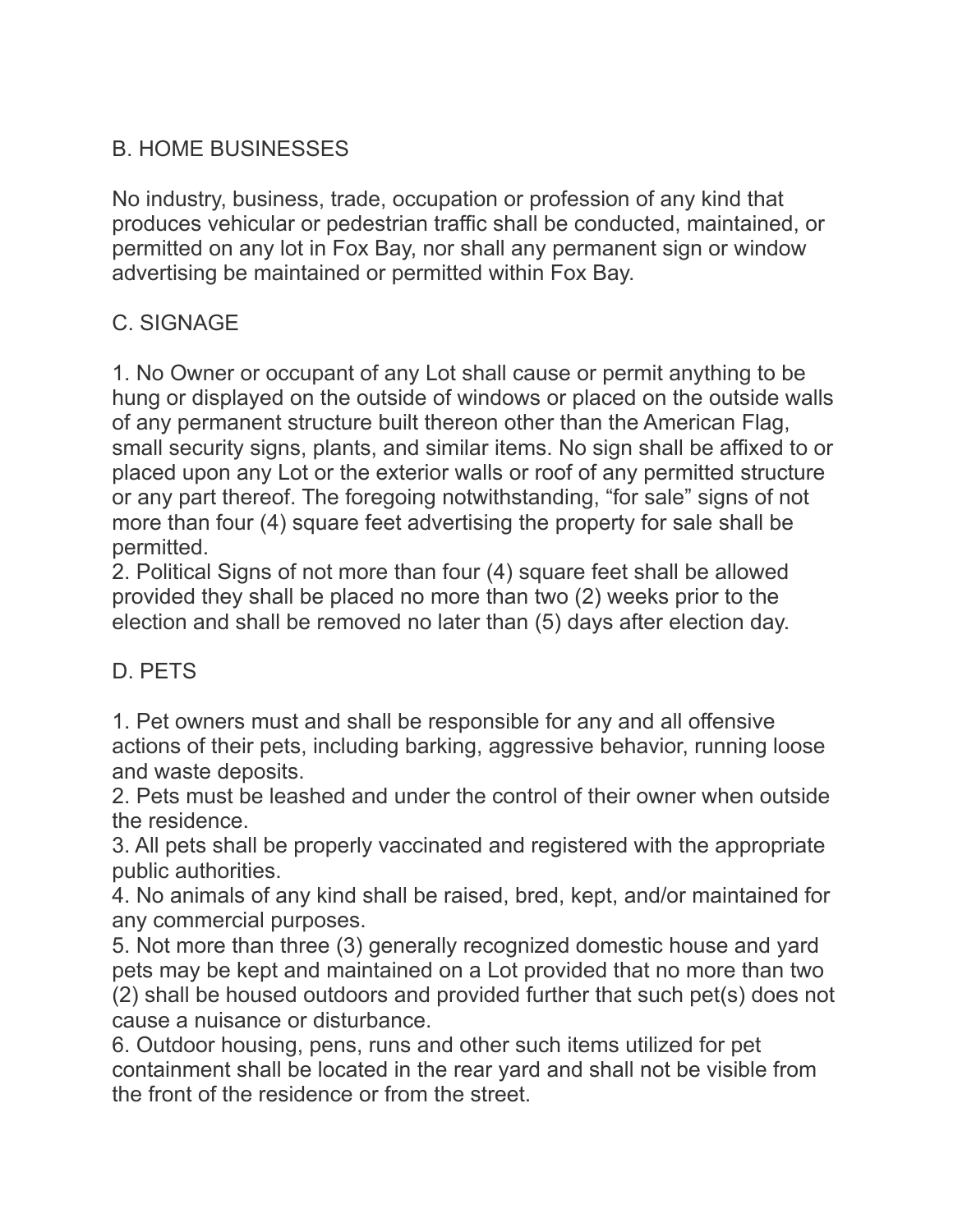## B. HOME BUSINESSES

No industry, business, trade, occupation or profession of any kind that produces vehicular or pedestrian traffic shall be conducted, maintained, or permitted on any lot in Fox Bay, nor shall any permanent sign or window advertising be maintained or permitted within Fox Bay.

## C. SIGNAGE

1. No Owner or occupant of any Lot shall cause or permit anything to be hung or displayed on the outside of windows or placed on the outside walls of any permanent structure built thereon other than the American Flag, small security signs, plants, and similar items. No sign shall be affixed to or placed upon any Lot or the exterior walls or roof of any permitted structure or any part thereof. The foregoing notwithstanding, “for sale” signs of not more than four (4) square feet advertising the property for sale shall be permitted.
2. Political Signs of not more than four (4) square feet shall be allowed provided they shall be placed no more than two (2) weeks prior to the election and shall be removed no later than (5) days after election day.

## D. PETS

1. Pet owners must and shall be responsible for any and all offensive actions of their pets, including barking, aggressive behavior, running loose and waste deposits.
2. Pets must be leashed and under the control of their owner when outside the residence.
3. All pets shall be properly vaccinated and registered with the appropriate public authorities.
4. No animals of any kind shall be raised, bred, kept, and/or maintained for any commercial purposes.
5. Not more than three (3) generally recognized domestic house and yard pets may be kept and maintained on a Lot provided that no more than two (2) shall be housed outdoors and provided further that such pet(s) does not cause a nuisance or disturbance.
6. Outdoor housing, pens, runs and other such items utilized for pet containment shall be located in the rear yard and shall not be visible from the front of the residence or from the street.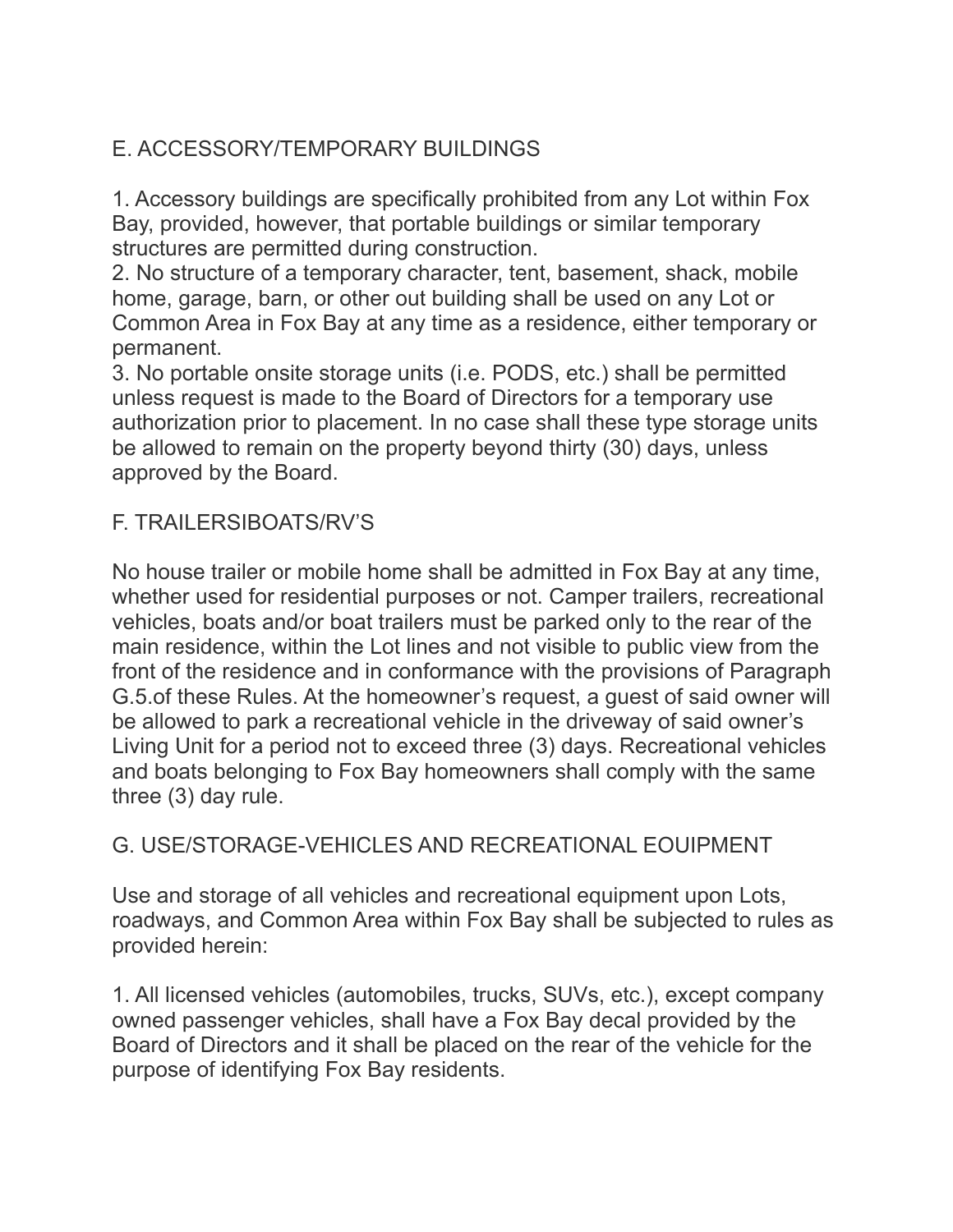## E. ACCESSORY/TEMPORARY BUILDINGS

1. Accessory buildings are specifically prohibited from any Lot within Fox Bay, provided, however, that portable buildings or similar temporary structures are permitted during construction.
2. No structure of a temporary character, tent, basement, shack, mobile home, garage, barn, or other out building shall be used on any Lot or Common Area in Fox Bay at any time as a residence, either temporary or permanent.
3. No portable onsite storage units (i.e. PODS, etc.) shall be permitted unless request is made to the Board of Directors for a temporary use authorization prior to placement. In no case shall these type storage units be allowed to remain on the property beyond thirty (30) days, unless approved by the Board.

## F. TRAILERSIBOATS/RV'S

No house trailer or mobile home shall be admitted in Fox Bay at any time, whether used for residential purposes or not. Camper trailers, recreational vehicles, boats and/or boat trailers must be parked only to the rear of the main residence, within the Lot lines and not visible to public view from the front of the residence and in conformance with the provisions of Paragraph G.5.of these Rules. At the homeowner's request, a guest of said owner will be allowed to park a recreational vehicle in the driveway of said owner's Living Unit for a period not to exceed three (3) days. Recreational vehicles and boats belonging to Fox Bay homeowners shall comply with the same three (3) day rule.

## G. USE/STORAGE-VEHICLES AND RECREATIONAL EOUIPMENT

Use and storage of all vehicles and recreational equipment upon Lots, roadways, and Common Area within Fox Bay shall be subjected to rules as provided herein:

1. All licensed vehicles (automobiles, trucks, SUVs, etc.), except company owned passenger vehicles, shall have a Fox Bay decal provided by the Board of Directors and it shall be placed on the rear of the vehicle for the purpose of identifying Fox Bay residents.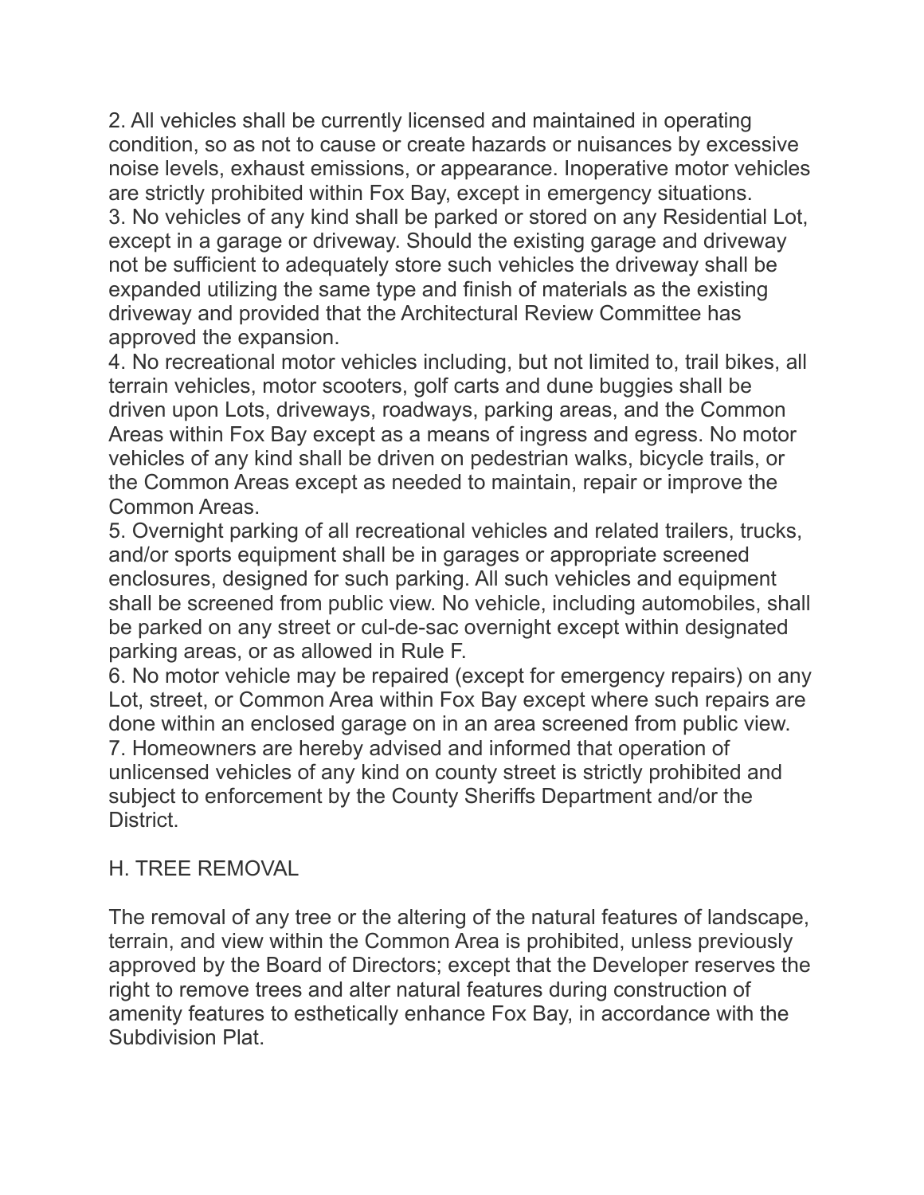2. All vehicles shall be currently licensed and maintained in operating condition, so as not to cause or create hazards or nuisances by excessive noise levels, exhaust emissions, or appearance. Inoperative motor vehicles are strictly prohibited within Fox Bay, except in emergency situations.
3. No vehicles of any kind shall be parked or stored on any Residential Lot, except in a garage or driveway. Should the existing garage and driveway not be sufficient to adequately store such vehicles the driveway shall be expanded utilizing the same type and finish of materials as the existing driveway and provided that the Architectural Review Committee has approved the expansion.
4. No recreational motor vehicles including, but not limited to, trail bikes, all terrain vehicles, motor scooters, golf carts and dune buggies shall be driven upon Lots, driveways, roadways, parking areas, and the Common Areas within Fox Bay except as a means of ingress and egress. No motor vehicles of any kind shall be driven on pedestrian walks, bicycle trails, or the Common Areas except as needed to maintain, repair or improve the Common Areas.
5. Overnight parking of all recreational vehicles and related trailers, trucks, and/or sports equipment shall be in garages or appropriate screened enclosures, designed for such parking. All such vehicles and equipment shall be screened from public view. No vehicle, including automobiles, shall be parked on any street or cul-de-sac overnight except within designated parking areas, or as allowed in Rule F.
6. No motor vehicle may be repaired (except for emergency repairs) on any Lot, street, or Common Area within Fox Bay except where such repairs are done within an enclosed garage on in an area screened from public view.
7. Homeowners are hereby advised and informed that operation of unlicensed vehicles of any kind on county street is strictly prohibited and subject to enforcement by the County Sheriffs Department and/or the District.

## H. TREE REMOVAL

The removal of any tree or the altering of the natural features of landscape, terrain, and view within the Common Area is prohibited, unless previously approved by the Board of Directors; except that the Developer reserves the right to remove trees and alter natural features during construction of amenity features to esthetically enhance Fox Bay, in accordance with the Subdivision Plat.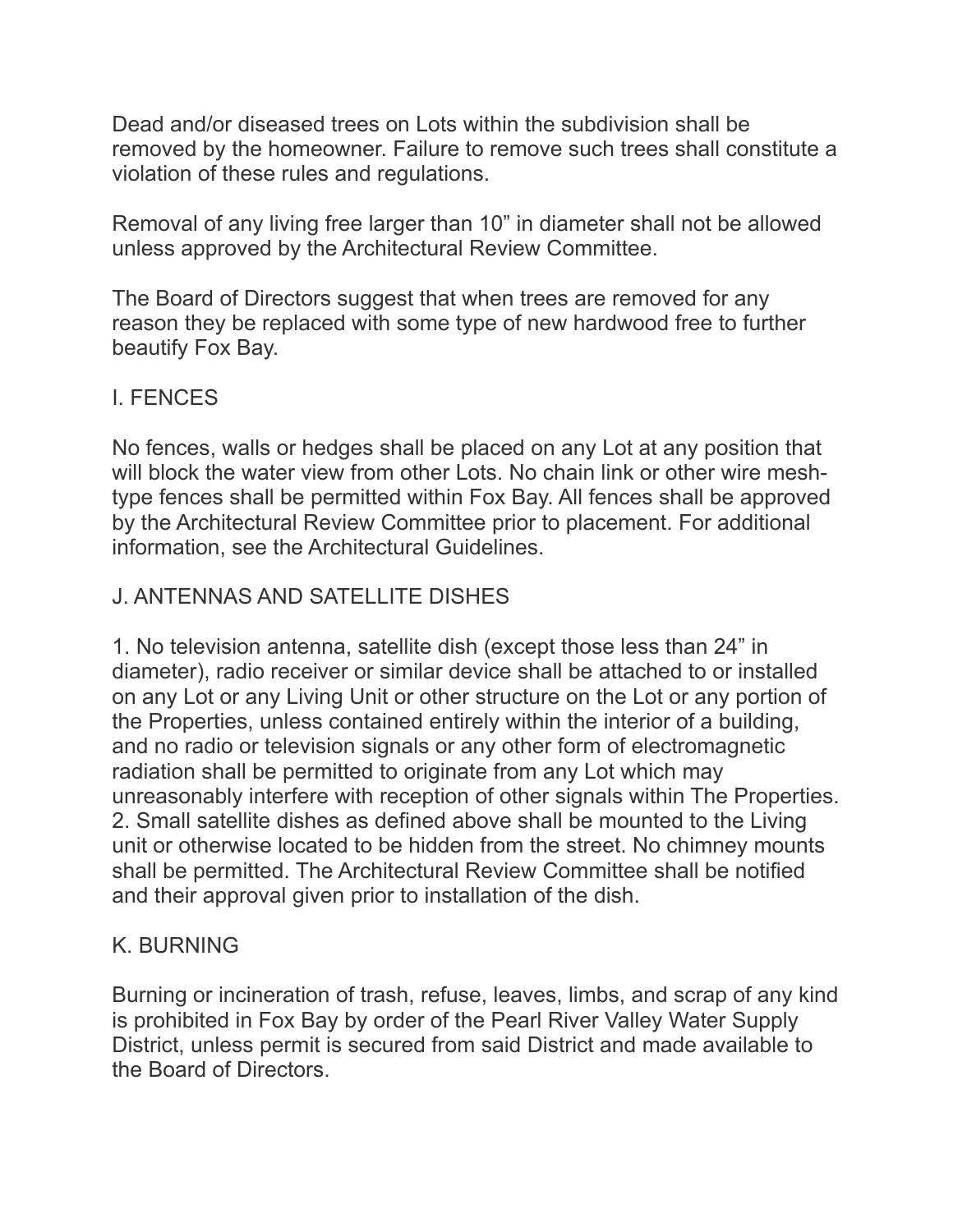Dead and/or diseased trees on Lots within the subdivision shall be removed by the homeowner. Failure to remove such trees shall constitute a violation of these rules and regulations.

Removal of any living free larger than 10" in diameter shall not be allowed unless approved by the Architectural Review Committee.

The Board of Directors suggest that when trees are removed for any reason they be replaced with some type of new hardwood free to further beautify Fox Bay.

## I. FENCES

No fences, walls or hedges shall be placed on any Lot at any position that will block the water view from other Lots. No chain link or other wire mesh-type fences shall be permitted within Fox Bay. All fences shall be approved by the Architectural Review Committee prior to placement. For additional information, see the Architectural Guidelines.

## J. ANTENNAS AND SATELLITE DISHES

1. No television antenna, satellite dish (except those less than 24" in diameter), radio receiver or similar device shall be attached to or installed on any Lot or any Living Unit or other structure on the Lot or any portion of the Properties, unless contained entirely within the interior of a building, and no radio or television signals or any other form of electromagnetic radiation shall be permitted to originate from any Lot which may unreasonably interfere with reception of other signals within The Properties.
2. Small satellite dishes as defined above shall be mounted to the Living unit or otherwise located to be hidden from the street. No chimney mounts shall be permitted. The Architectural Review Committee shall be notified and their approval given prior to installation of the dish.

## K. BURNING

Burning or incineration of trash, refuse, leaves, limbs, and scrap of any kind is prohibited in Fox Bay by order of the Pearl River Valley Water Supply District, unless permit is secured from said District and made available to the Board of Directors.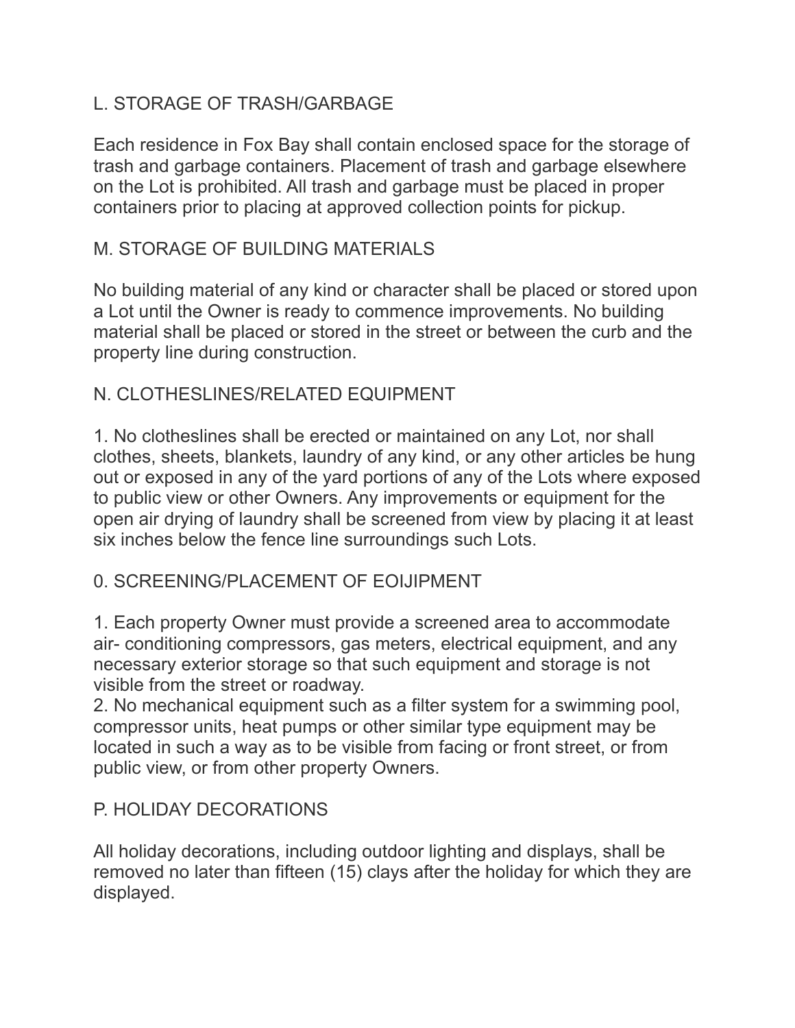## L. STORAGE OF TRASH/GARBAGE

Each residence in Fox Bay shall contain enclosed space for the storage of trash and garbage containers. Placement of trash and garbage elsewhere on the Lot is prohibited. All trash and garbage must be placed in proper containers prior to placing at approved collection points for pickup.

## M. STORAGE OF BUILDING MATERIALS

No building material of any kind or character shall be placed or stored upon a Lot until the Owner is ready to commence improvements. No building material shall be placed or stored in the street or between the curb and the property line during construction.

## N. CLOTHESLINES/RELATED EQUIPMENT

1. No clotheslines shall be erected or maintained on any Lot, nor shall clothes, sheets, blankets, laundry of any kind, or any other articles be hung out or exposed in any of the yard portions of any of the Lots where exposed to public view or other Owners. Any improvements or equipment for the open air drying of laundry shall be screened from view by placing it at least six inches below the fence line surroundings such Lots.

## 0. SCREENING/PLACEMENT OF EOIJIPMENT

1. Each property Owner must provide a screened area to accommodate air- conditioning compressors, gas meters, electrical equipment, and any necessary exterior storage so that such equipment and storage is not visible from the street or roadway.
2. No mechanical equipment such as a filter system for a swimming pool, compressor units, heat pumps or other similar type equipment may be located in such a way as to be visible from facing or front street, or from public view, or from other property Owners.

## P. HOLIDAY DECORATIONS

All holiday decorations, including outdoor lighting and displays, shall be removed no later than fifteen (15) clays after the holiday for which they are displayed.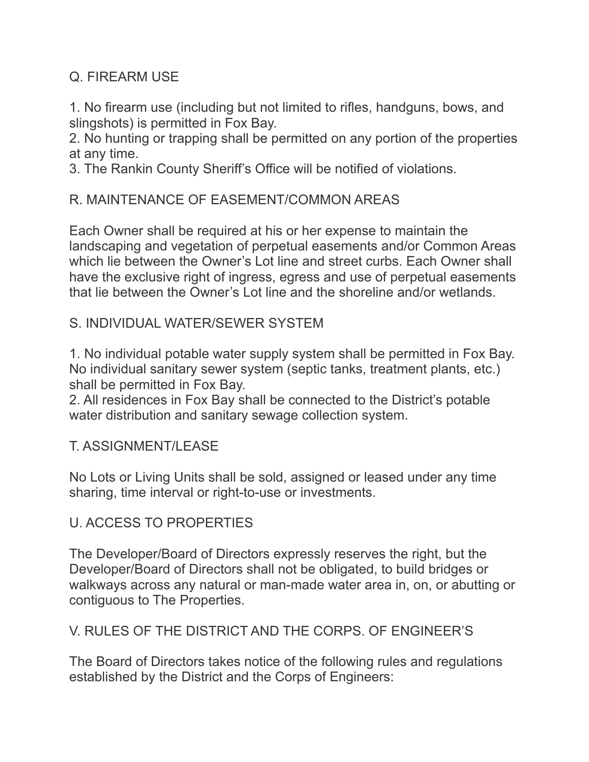## Q. FIREARM USE

1. No firearm use (including but not limited to rifles, handguns, bows, and slingshots) is permitted in Fox Bay.
2. No hunting or trapping shall be permitted on any portion of the properties at any time.
3. The Rankin County Sheriff's Office will be notified of violations.

## R. MAINTENANCE OF EASEMENT/COMMON AREAS

Each Owner shall be required at his or her expense to maintain the landscaping and vegetation of perpetual easements and/or Common Areas which lie between the Owner's Lot line and street curbs. Each Owner shall have the exclusive right of ingress, egress and use of perpetual easements that lie between the Owner's Lot line and the shoreline and/or wetlands.

## S. INDIVIDUAL WATER/SEWER SYSTEM

1. No individual potable water supply system shall be permitted in Fox Bay. No individual sanitary sewer system (septic tanks, treatment plants, etc.) shall be permitted in Fox Bay.
2. All residences in Fox Bay shall be connected to the District's potable water distribution and sanitary sewage collection system.

## T. ASSIGNMENT/LEASE

No Lots or Living Units shall be sold, assigned or leased under any time sharing, time interval or right-to-use or investments.

## U. ACCESS TO PROPERTIES

The Developer/Board of Directors expressly reserves the right, but the Developer/Board of Directors shall not be obligated, to build bridges or walkways across any natural or man-made water area in, on, or abutting or contiguous to The Properties.

## V. RULES OF THE DISTRICT AND THE CORPS. OF ENGINEER'S

The Board of Directors takes notice of the following rules and regulations established by the District and the Corps of Engineers: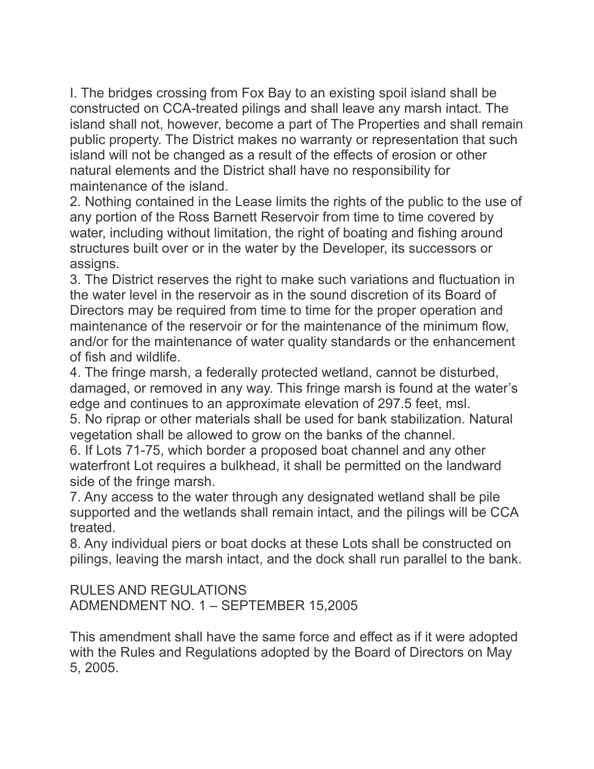I. The bridges crossing from Fox Bay to an existing spoil island shall be constructed on CCA-treated pilings and shall leave any marsh intact. The island shall not, however, become a part of The Properties and shall remain public property. The District makes no warranty or representation that such island will not be changed as a result of the effects of erosion or other natural elements and the District shall have no responsibility for maintenance of the island.

2. Nothing contained in the Lease limits the rights of the public to the use of any portion of the Ross Barnett Reservoir from time to time covered by water, including without limitation, the right of boating and fishing around structures built over or in the water by the Developer, its successors or assigns.

3. The District reserves the right to make such variations and fluctuation in the water level in the reservoir as in the sound discretion of its Board of Directors may be required from time to time for the proper operation and maintenance of the reservoir or for the maintenance of the minimum flow, and/or for the maintenance of water quality standards or the enhancement of fish and wildlife.

4. The fringe marsh, a federally protected wetland, cannot be disturbed, damaged, or removed in any way. This fringe marsh is found at the water's edge and continues to an approximate elevation of 297.5 feet, msl.

5. No riprap or other materials shall be used for bank stabilization. Natural vegetation shall be allowed to grow on the banks of the channel.

6. If Lots 71-75, which border a proposed boat channel and any other waterfront Lot requires a bulkhead, it shall be permitted on the landward side of the fringe marsh.

7. Any access to the water through any designated wetland shall be pile supported and the wetlands shall remain intact, and the pilings will be CCA treated.

8. Any individual piers or boat docks at these Lots shall be constructed on pilings, leaving the marsh intact, and the dock shall run parallel to the bank.

RULES AND REGULATIONS
ADMENDMENT NO. 1 – SEPTEMBER 15,2005

This amendment shall have the same force and effect as if it were adopted with the Rules and Regulations adopted by the Board of Directors on May 5, 2005.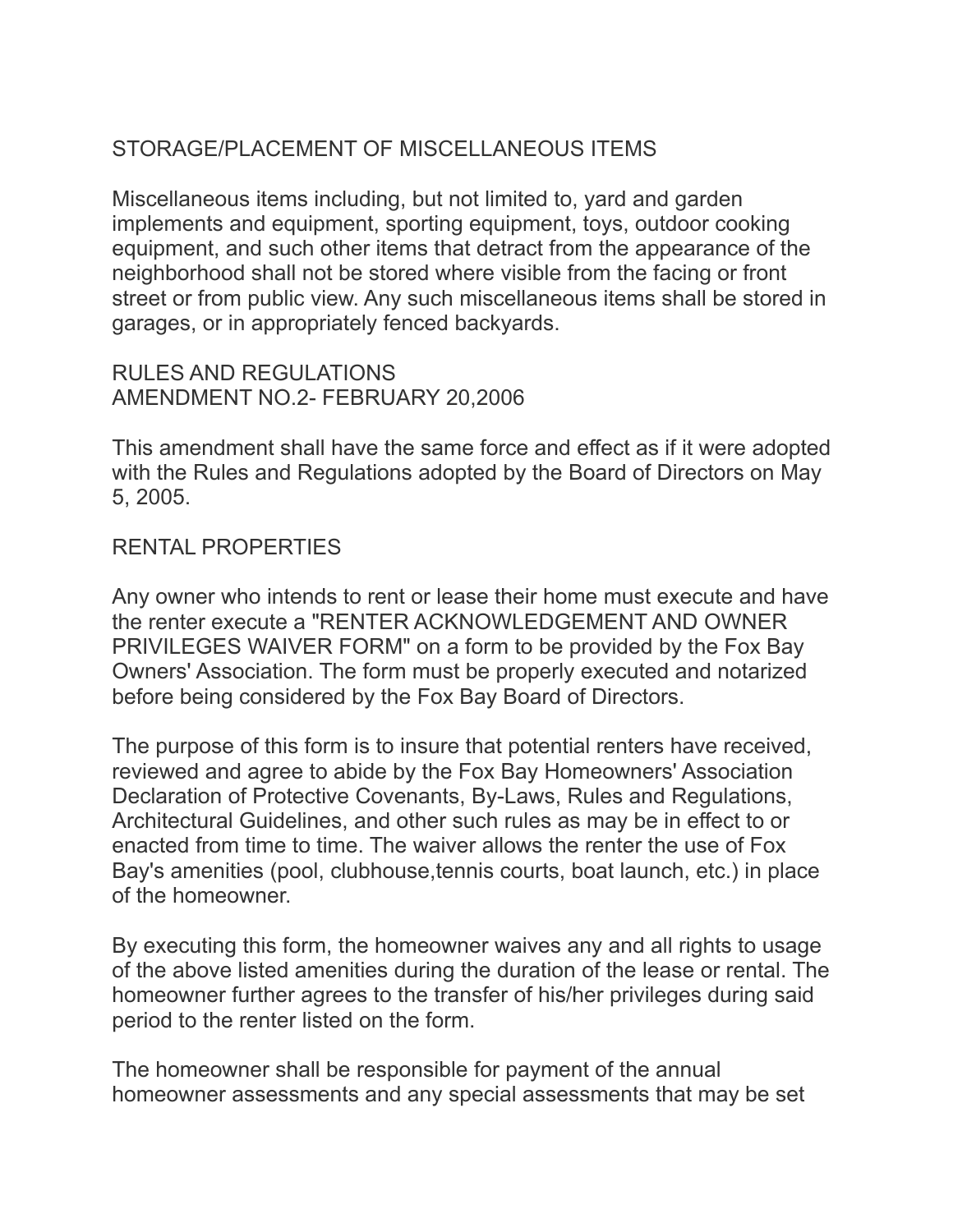## STORAGE/PLACEMENT OF MISCELLANEOUS ITEMS

Miscellaneous items including, but not limited to, yard and garden implements and equipment, sporting equipment, toys, outdoor cooking equipment, and such other items that detract from the appearance of the neighborhood shall not be stored where visible from the facing or front street or from public view. Any such miscellaneous items shall be stored in garages, or in appropriately fenced backyards.

## RULES AND REGULATIONS
## AMENDMENT NO.2- FEBRUARY 20,2006

This amendment shall have the same force and effect as if it were adopted with the Rules and Regulations adopted by the Board of Directors on May 5, 2005.

## RENTAL PROPERTIES

Any owner who intends to rent or lease their home must execute and have the renter execute a "RENTER ACKNOWLEDGEMENT AND OWNER PRIVILEGES WAIVER FORM" on a form to be provided by the Fox Bay Owners' Association. The form must be properly executed and notarized before being considered by the Fox Bay Board of Directors.

The purpose of this form is to insure that potential renters have received, reviewed and agree to abide by the Fox Bay Homeowners' Association Declaration of Protective Covenants, By-Laws, Rules and Regulations, Architectural Guidelines, and other such rules as may be in effect to or enacted from time to time. The waiver allows the renter the use of Fox Bay's amenities (pool, clubhouse,tennis courts, boat launch, etc.) in place of the homeowner.

By executing this form, the homeowner waives any and all rights to usage of the above listed amenities during the duration of the lease or rental. The homeowner further agrees to the transfer of his/her privileges during said period to the renter listed on the form.

The homeowner shall be responsible for payment of the annual homeowner assessments and any special assessments that may be set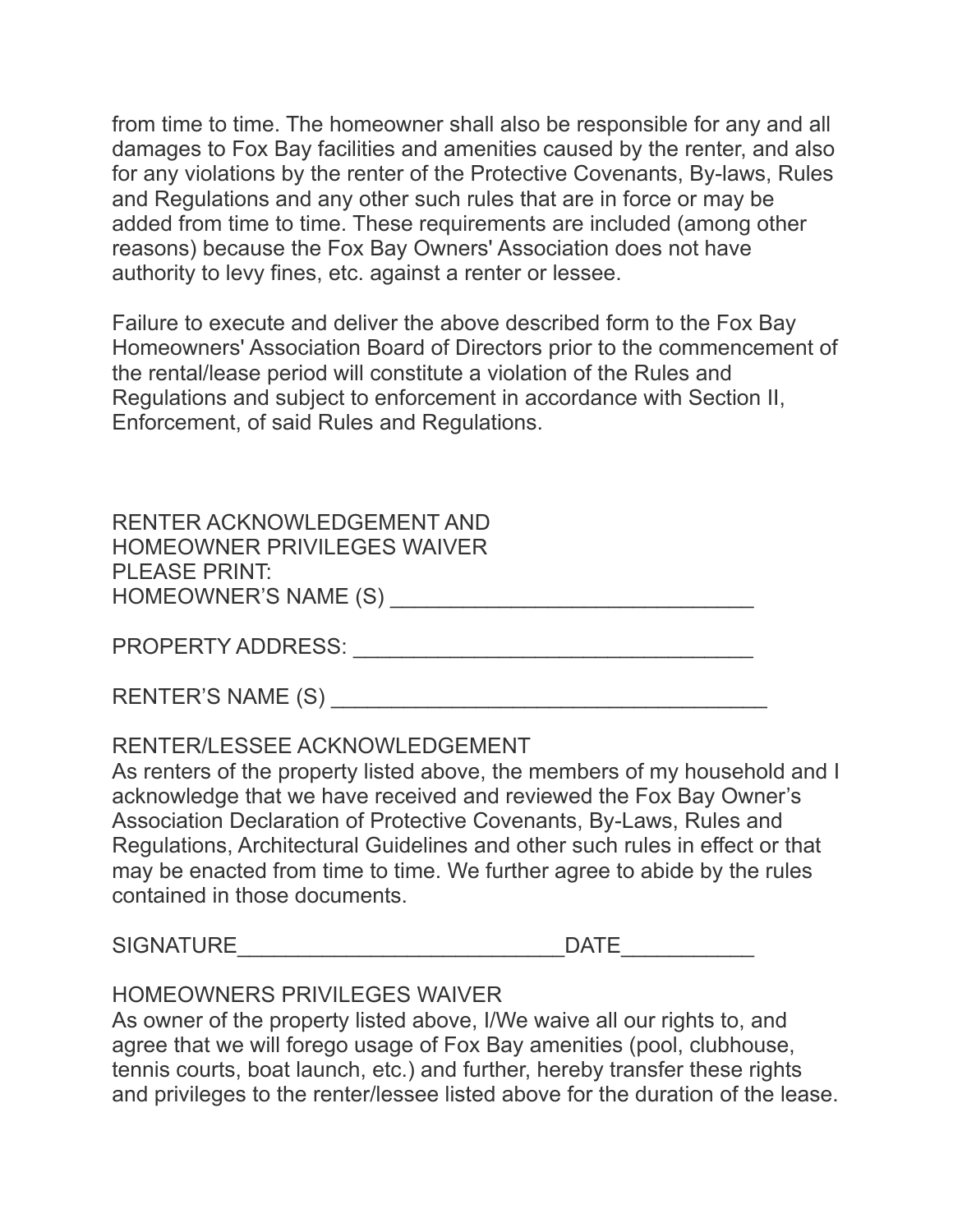from time to time. The homeowner shall also be responsible for any and all damages to Fox Bay facilities and amenities caused by the renter, and also for any violations by the renter of the Protective Covenants, By-laws, Rules and Regulations and any other such rules that are in force or may be added from time to time. These requirements are included (among other reasons) because the Fox Bay Owners' Association does not have authority to levy fines, etc. against a renter or lessee.

Failure to execute and deliver the above described form to the Fox Bay Homeowners' Association Board of Directors prior to the commencement of the rental/lease period will constitute a violation of the Rules and Regulations and subject to enforcement in accordance with Section II, Enforcement, of said Rules and Regulations.

RENTER ACKNOWLEDGEMENT AND
HOMEOWNER PRIVILEGES WAIVER
PLEASE PRINT:
HOMEOWNER'S NAME (S) ______________________________

PROPERTY ADDRESS: __________________________________

RENTER'S NAME (S) _____________________________________

RENTER/LESSEE ACKNOWLEDGEMENT
As renters of the property listed above, the members of my household and I acknowledge that we have received and reviewed the Fox Bay Owner's Association Declaration of Protective Covenants, By-Laws, Rules and Regulations, Architectural Guidelines and other such rules in effect or that may be enacted from time to time. We further agree to abide by the rules contained in those documents.

SIGNATURE___________________________DATE___________

HOMEOWNERS PRIVILEGES WAIVER
As owner of the property listed above, I/We waive all our rights to, and agree that we will forego usage of Fox Bay amenities (pool, clubhouse, tennis courts, boat launch, etc.) and further, hereby transfer these rights and privileges to the renter/lessee listed above for the duration of the lease.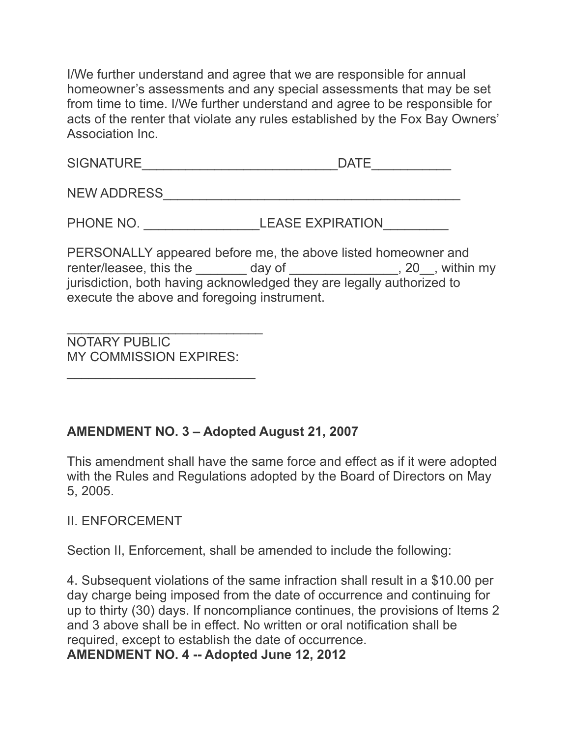I/We further understand and agree that we are responsible for annual homeowner's assessments and any special assessments that may be set from time to time. I/We further understand and agree to be responsible for acts of the renter that violate any rules established by the Fox Bay Owners' Association Inc.

SIGNATURE___________________________DATE___________

NEW ADDRESS_________________________________________

PHONE NO. ________________LEASE EXPIRATION_________

PERSONALLY appeared before me, the above listed homeowner and renter/leasee, this the _______ day of _______________, 20__, within my jurisdiction, both having acknowledged they are legally authorized to execute the above and foregoing instrument.

___________________________
NOTARY PUBLIC
MY COMMISSION EXPIRES:
__________________________

**AMENDMENT NO. 3 – Adopted August 21, 2007**

This amendment shall have the same force and effect as if it were adopted with the Rules and Regulations adopted by the Board of Directors on May 5, 2005.

II. ENFORCEMENT

Section II, Enforcement, shall be amended to include the following:

4. Subsequent violations of the same infraction shall result in a $10.00 per day charge being imposed from the date of occurrence and continuing for up to thirty (30) days. If noncompliance continues, the provisions of Items 2 and 3 above shall be in effect. No written or oral notification shall be required, except to establish the date of occurrence.

**AMENDMENT NO. 4 -- Adopted June 12, 2012**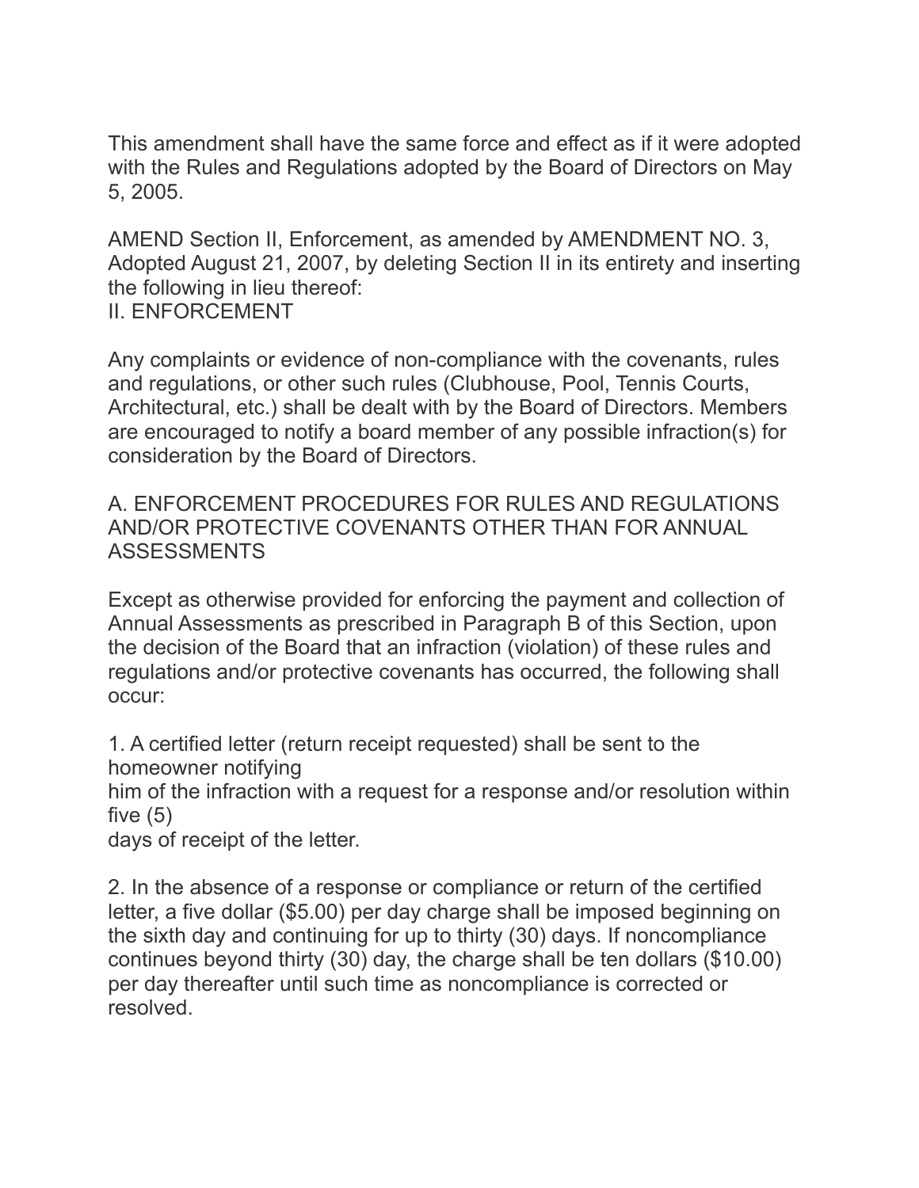This amendment shall have the same force and effect as if it were adopted with the Rules and Regulations adopted by the Board of Directors on May 5, 2005.

AMEND Section II, Enforcement, as amended by AMENDMENT NO. 3, Adopted August 21, 2007, by deleting Section II in its entirety and inserting the following in lieu thereof:

## II. ENFORCEMENT

Any complaints or evidence of non-compliance with the covenants, rules and regulations, or other such rules (Clubhouse, Pool, Tennis Courts, Architectural, etc.) shall be dealt with by the Board of Directors. Members are encouraged to notify a board member of any possible infraction(s) for consideration by the Board of Directors.

### A. ENFORCEMENT PROCEDURES FOR RULES AND REGULATIONS AND/OR PROTECTIVE COVENANTS OTHER THAN FOR ANNUAL ASSESSMENTS

Except as otherwise provided for enforcing the payment and collection of Annual Assessments as prescribed in Paragraph B of this Section, upon the decision of the Board that an infraction (violation) of these rules and regulations and/or protective covenants has occurred, the following shall occur:

1. A certified letter (return receipt requested) shall be sent to the homeowner notifying him of the infraction with a request for a response and/or resolution within five (5) days of receipt of the letter.

2. In the absence of a response or compliance or return of the certified letter, a five dollar ($5.00) per day charge shall be imposed beginning on the sixth day and continuing for up to thirty (30) days. If noncompliance continues beyond thirty (30) day, the charge shall be ten dollars ($10.00) per day thereafter until such time as noncompliance is corrected or resolved.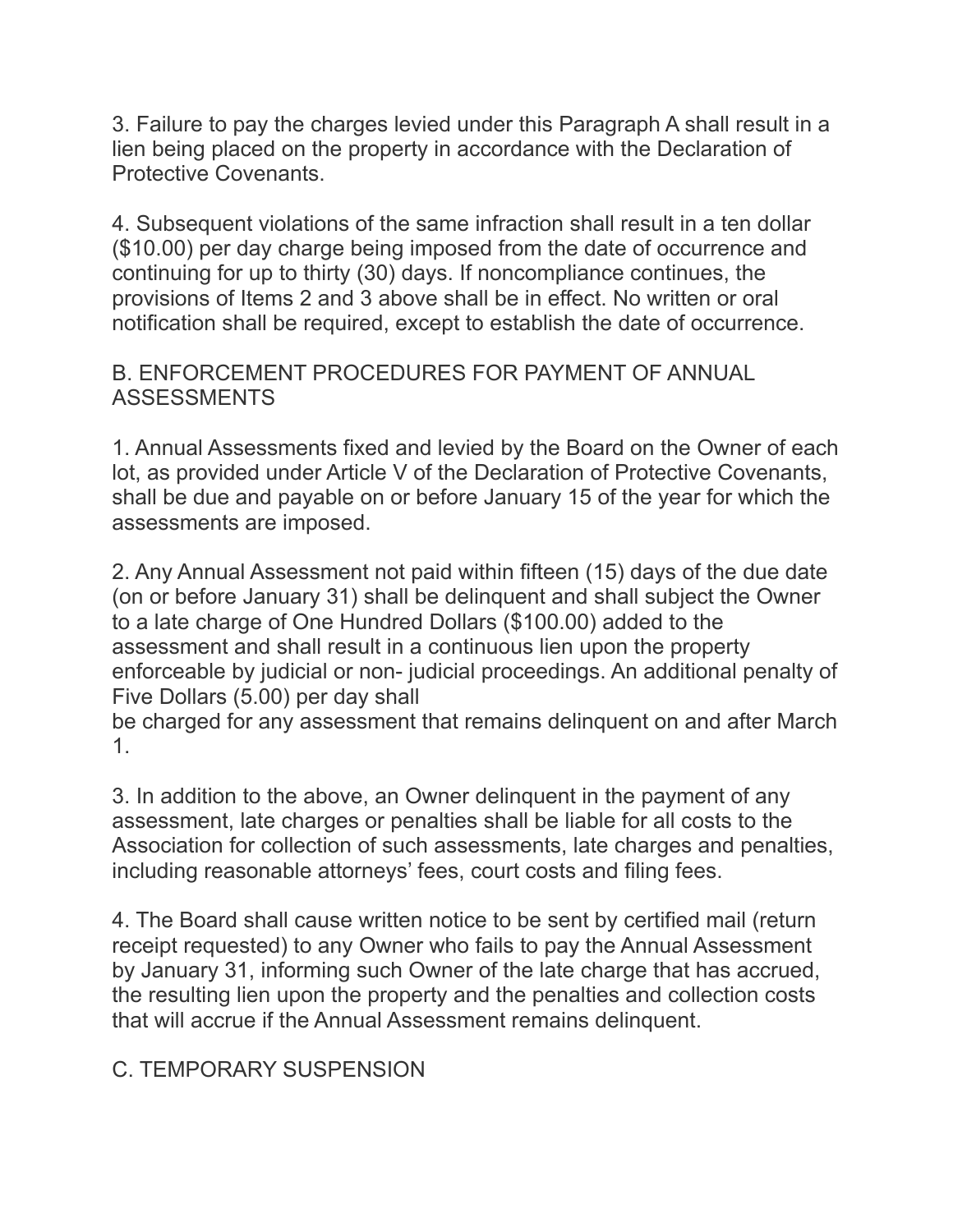3. Failure to pay the charges levied under this Paragraph A shall result in a lien being placed on the property in accordance with the Declaration of Protective Covenants.

4. Subsequent violations of the same infraction shall result in a ten dollar ($10.00) per day charge being imposed from the date of occurrence and continuing for up to thirty (30) days. If noncompliance continues, the provisions of Items 2 and 3 above shall be in effect. No written or oral notification shall be required, except to establish the date of occurrence.

## B. ENFORCEMENT PROCEDURES FOR PAYMENT OF ANNUAL ASSESSMENTS

1. Annual Assessments fixed and levied by the Board on the Owner of each lot, as provided under Article V of the Declaration of Protective Covenants, shall be due and payable on or before January 15 of the year for which the assessments are imposed.

2. Any Annual Assessment not paid within fifteen (15) days of the due date (on or before January 31) shall be delinquent and shall subject the Owner to a late charge of One Hundred Dollars ($100.00) added to the assessment and shall result in a continuous lien upon the property enforceable by judicial or non- judicial proceedings. An additional penalty of Five Dollars (5.00) per day shall be charged for any assessment that remains delinquent on and after March 1.

3. In addition to the above, an Owner delinquent in the payment of any assessment, late charges or penalties shall be liable for all costs to the Association for collection of such assessments, late charges and penalties, including reasonable attorneys' fees, court costs and filing fees.

4. The Board shall cause written notice to be sent by certified mail (return receipt requested) to any Owner who fails to pay the Annual Assessment by January 31, informing such Owner of the late charge that has accrued, the resulting lien upon the property and the penalties and collection costs that will accrue if the Annual Assessment remains delinquent.

## C. TEMPORARY SUSPENSION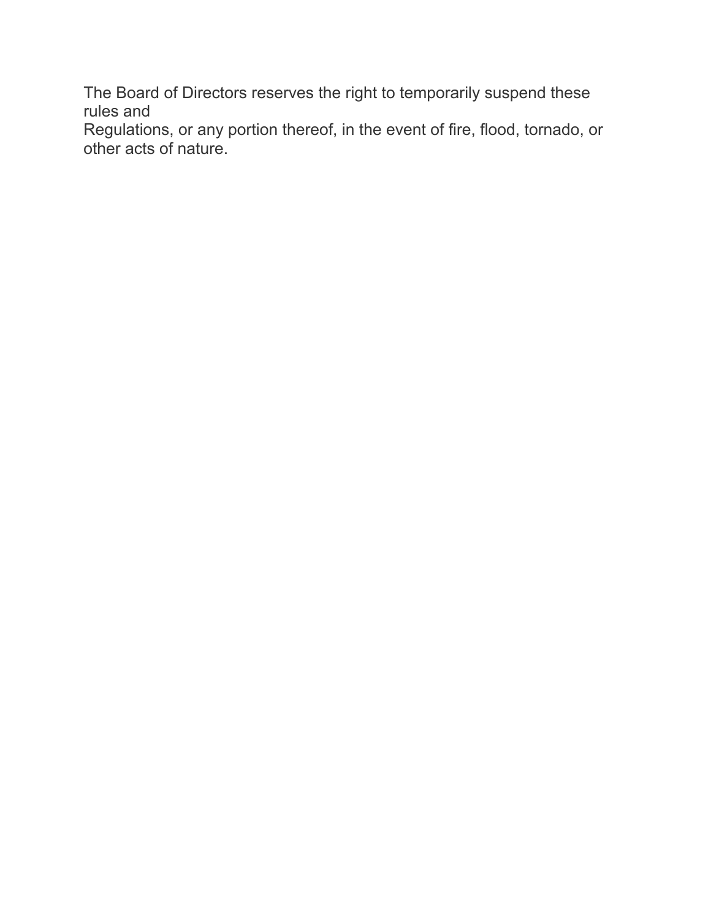The Board of Directors reserves the right to temporarily suspend these rules and Regulations, or any portion thereof, in the event of fire, flood, tornado, or other acts of nature.